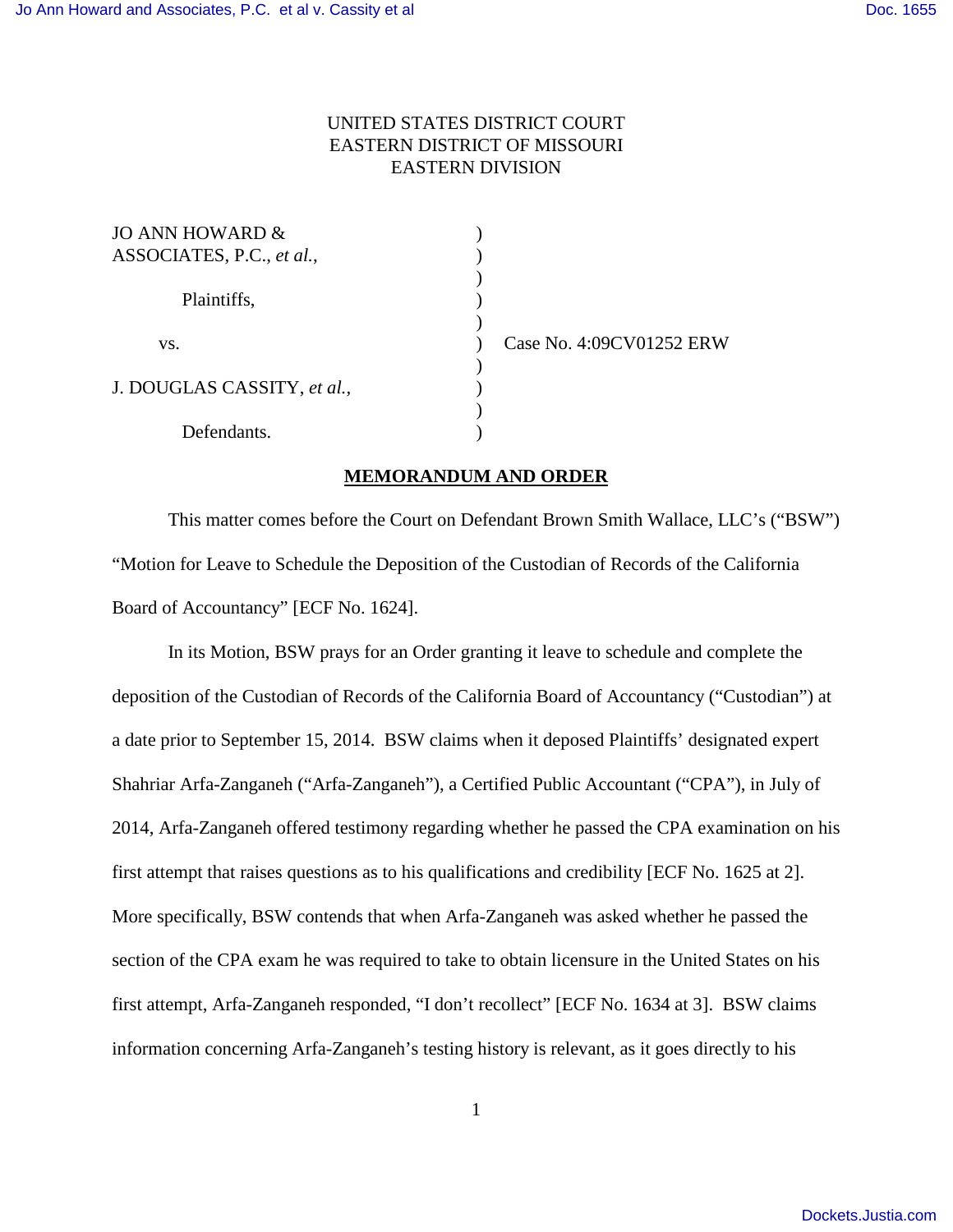UNITED STATES DISTRICT COURT
EASTERN DISTRICT OF MISSOURI
EASTERN DIVISION

| | | |
|---|---|---|
| JO ANN HOWARD & ASSOCIATES, P.C., *et al.*, | ) | |
| Plaintiffs, | ) | |
| vs. | ) | Case No. 4:09CV01252 ERW |
| J. DOUGLAS CASSITY, *et al.*, | ) | |
| Defendants. | ) | |

## MEMORANDUM AND ORDER

This matter comes before the Court on Defendant Brown Smith Wallace, LLC's ("BSW") "Motion for Leave to Schedule the Deposition of the Custodian of Records of the California Board of Accountancy" [ECF No. 1624].

In its Motion, BSW prays for an Order granting it leave to schedule and complete the deposition of the Custodian of Records of the California Board of Accountancy ("Custodian") at a date prior to September 15, 2014. BSW claims when it deposed Plaintiffs' designated expert Shahriar Arfa-Zanganeh ("Arfa-Zanganeh"), a Certified Public Accountant ("CPA"), in July of 2014, Arfa-Zanganeh offered testimony regarding whether he passed the CPA examination on his first attempt that raises questions as to his qualifications and credibility [ECF No. 1625 at 2]. More specifically, BSW contends that when Arfa-Zanganeh was asked whether he passed the section of the CPA exam he was required to take to obtain licensure in the United States on his first attempt, Arfa-Zanganeh responded, "I don't recollect" [ECF No. 1634 at 3]. BSW claims information concerning Arfa-Zanganeh's testing history is relevant, as it goes directly to his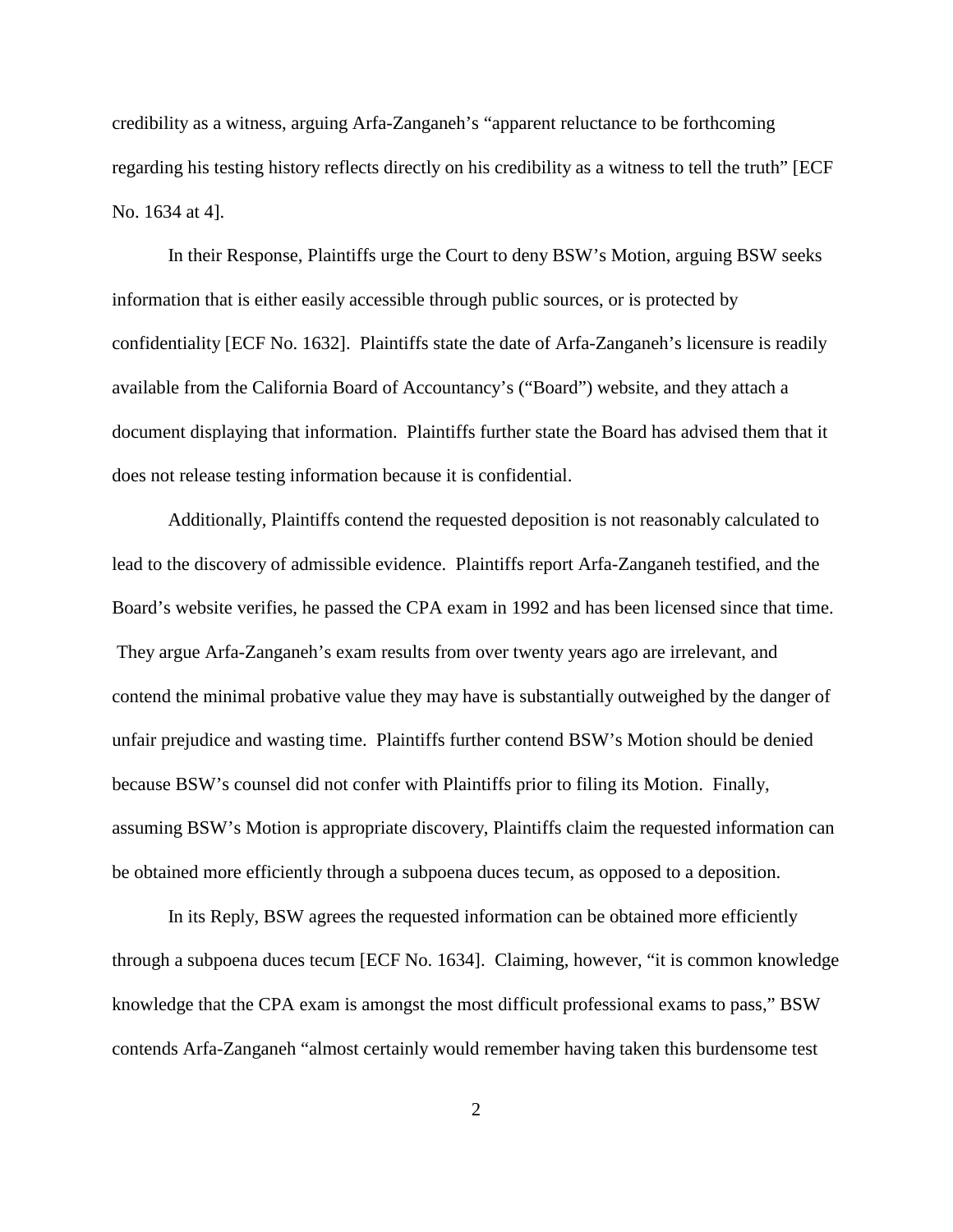credibility as a witness, arguing Arfa-Zanganeh's "apparent reluctance to be forthcoming regarding his testing history reflects directly on his credibility as a witness to tell the truth" [ECF No. 1634 at 4].

In their Response, Plaintiffs urge the Court to deny BSW's Motion, arguing BSW seeks information that is either easily accessible through public sources, or is protected by confidentiality [ECF No. 1632]. Plaintiffs state the date of Arfa-Zanganeh's licensure is readily available from the California Board of Accountancy's ("Board") website, and they attach a document displaying that information. Plaintiffs further state the Board has advised them that it does not release testing information because it is confidential.

Additionally, Plaintiffs contend the requested deposition is not reasonably calculated to lead to the discovery of admissible evidence. Plaintiffs report Arfa-Zanganeh testified, and the Board's website verifies, he passed the CPA exam in 1992 and has been licensed since that time. They argue Arfa-Zanganeh's exam results from over twenty years ago are irrelevant, and contend the minimal probative value they may have is substantially outweighed by the danger of unfair prejudice and wasting time. Plaintiffs further contend BSW's Motion should be denied because BSW's counsel did not confer with Plaintiffs prior to filing its Motion. Finally, assuming BSW's Motion is appropriate discovery, Plaintiffs claim the requested information can be obtained more efficiently through a subpoena duces tecum, as opposed to a deposition.

In its Reply, BSW agrees the requested information can be obtained more efficiently through a subpoena duces tecum [ECF No. 1634]. Claiming, however, "it is common knowledge knowledge that the CPA exam is amongst the most difficult professional exams to pass," BSW contends Arfa-Zanganeh "almost certainly would remember having taken this burdensome test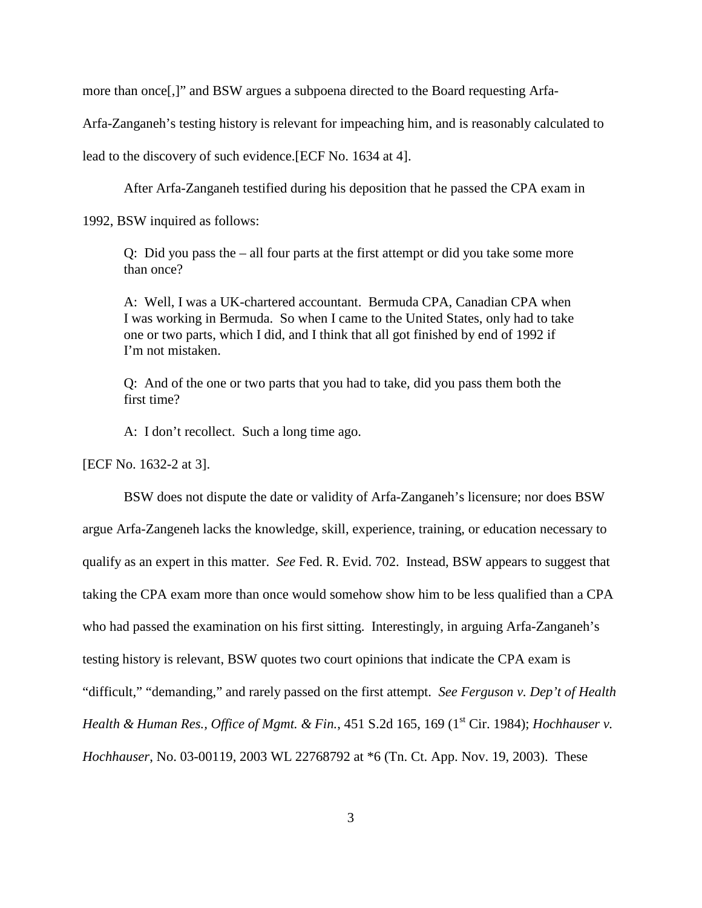more than once[,]" and BSW argues a subpoena directed to the Board requesting Arfa-Arfa-Zanganeh's testing history is relevant for impeaching him, and is reasonably calculated to lead to the discovery of such evidence.[ECF No. 1634 at 4].

After Arfa-Zanganeh testified during his deposition that he passed the CPA exam in 1992, BSW inquired as follows:

> Q: Did you pass the – all four parts at the first attempt or did you take some more than once?
>
> A: Well, I was a UK-chartered accountant. Bermuda CPA, Canadian CPA when I was working in Bermuda. So when I came to the United States, only had to take one or two parts, which I did, and I think that all got finished by end of 1992 if I'm not mistaken.
>
> Q: And of the one or two parts that you had to take, did you pass them both the first time?
>
> A: I don't recollect. Such a long time ago.

[ECF No. 1632-2 at 3].

BSW does not dispute the date or validity of Arfa-Zanganeh's licensure; nor does BSW argue Arfa-Zangeneh lacks the knowledge, skill, experience, training, or education necessary to qualify as an expert in this matter. *See* Fed. R. Evid. 702. Instead, BSW appears to suggest that taking the CPA exam more than once would somehow show him to be less qualified than a CPA who had passed the examination on his first sitting. Interestingly, in arguing Arfa-Zanganeh's testing history is relevant, BSW quotes two court opinions that indicate the CPA exam is "difficult," "demanding," and rarely passed on the first attempt. *See Ferguson v. Dep't of Health Health & Human Res., Office of Mgmt. & Fin.*, 451 S.2d 165, 169 (1st Cir. 1984); *Hochhauser v. Hochhauser*, No. 03-00119, 2003 WL 22768792 at *6 (Tn. Ct. App. Nov. 19, 2003). These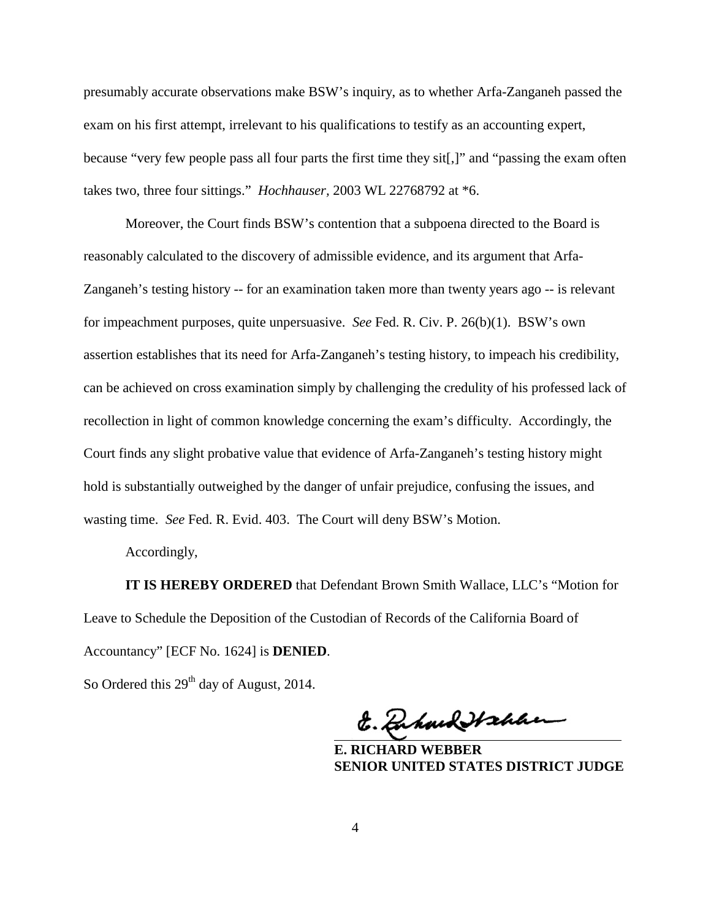presumably accurate observations make BSW's inquiry, as to whether Arfa-Zanganeh passed the exam on his first attempt, irrelevant to his qualifications to testify as an accounting expert, because "very few people pass all four parts the first time they sit[,]" and "passing the exam often takes two, three four sittings." *Hochhauser*, 2003 WL 22768792 at *6.

Moreover, the Court finds BSW's contention that a subpoena directed to the Board is reasonably calculated to the discovery of admissible evidence, and its argument that Arfa-Zanganeh's testing history -- for an examination taken more than twenty years ago -- is relevant for impeachment purposes, quite unpersuasive. *See* Fed. R. Civ. P. 26(b)(1). BSW's own assertion establishes that its need for Arfa-Zanganeh's testing history, to impeach his credibility, can be achieved on cross examination simply by challenging the credulity of his professed lack of recollection in light of common knowledge concerning the exam's difficulty. Accordingly, the Court finds any slight probative value that evidence of Arfa-Zanganeh's testing history might hold is substantially outweighed by the danger of unfair prejudice, confusing the issues, and wasting time. *See* Fed. R. Evid. 403. The Court will deny BSW's Motion.

Accordingly,

**IT IS HEREBY ORDERED** that Defendant Brown Smith Wallace, LLC's "Motion for Leave to Schedule the Deposition of the Custodian of Records of the California Board of Accountancy" [ECF No. 1624] is **DENIED**.

So Ordered this 29th day of August, 2014.

**E. RICHARD WEBBER**
**SENIOR UNITED STATES DISTRICT JUDGE**